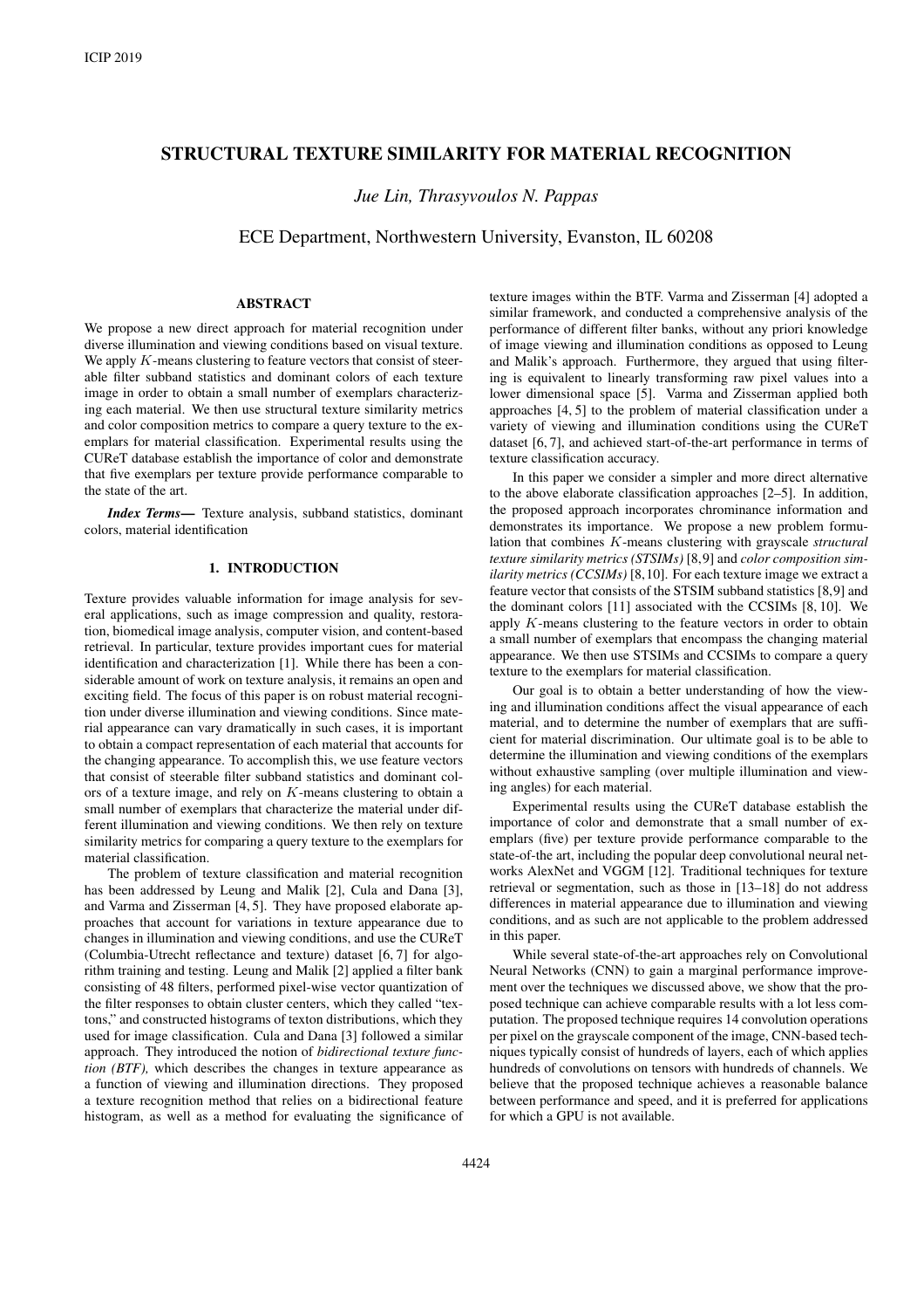# STRUCTURAL TEXTURE SIMILARITY FOR MATERIAL RECOGNITION

*Jue Lin, Thrasyvoulos N. Pappas*

ECE Department, Northwestern University, Evanston, IL 60208

## ABSTRACT

We propose a new direct approach for material recognition under diverse illumination and viewing conditions based on visual texture. We apply $K$-means clustering to feature vectors that consist of steerable filter subband statistics and dominant colors of each texture image in order to obtain a small number of exemplars characterizing each material. We then use structural texture similarity metrics and color composition metrics to compare a query texture to the exemplars for material classification. Experimental results using the CUReT database establish the importance of color and demonstrate that five exemplars per texture provide performance comparable to the state of the art.

***Index Terms*—** Texture analysis, subband statistics, dominant colors, material identification

## 1. INTRODUCTION

Texture provides valuable information for image analysis for several applications, such as image compression and quality, restoration, biomedical image analysis, computer vision, and content-based retrieval. In particular, texture provides important cues for material identification and characterization [1]. While there has been a considerable amount of work on texture analysis, it remains an open and exciting field. The focus of this paper is on robust material recognition under diverse illumination and viewing conditions. Since material appearance can vary dramatically in such cases, it is important to obtain a compact representation of each material that accounts for the changing appearance. To accomplish this, we use feature vectors that consist of steerable filter subband statistics and dominant colors of a texture image, and rely on $K$-means clustering to obtain a small number of exemplars that characterize the material under different illumination and viewing conditions. We then rely on texture similarity metrics for comparing a query texture to the exemplars for material classification.

The problem of texture classification and material recognition has been addressed by Leung and Malik [2], Cula and Dana [3], and Varma and Zisserman [4, 5]. They have proposed elaborate approaches that account for variations in texture appearance due to changes in illumination and viewing directions, and use the CUReT (Columbia-Utrecht reflectance and texture) dataset [6, 7] for algorithm training and testing. Leung and Malik [2] applied a filter bank consisting of 48 filters, performed pixel-wise vector quantization of the filter responses to obtain cluster centers, which they called "textons," and constructed histograms of texton distributions, which they used for image classification. Cula and Dana [3] followed a similar approach. They introduced the notion of *bidirectional texture function (BTF),* which describes the changes in texture appearance as a function of viewing and illumination directions. They proposed a texture recognition method that relies on a bidirectional feature histogram, as well as a method for evaluating the significance of texture images within the BTF. Varma and Zisserman [4] adopted a similar framework, and conducted a comprehensive analysis of the performance of different filter banks, without any priori knowledge of image viewing and illumination conditions as opposed to Leung and Malik's approach. Furthermore, they argued that using filtering is equivalent to linearly transforming raw pixel values into a lower dimensional space [5]. Varma and Zisserman applied both approaches [4, 5] to the problem of material classification under a variety of viewing and illumination conditions using the CUReT dataset [6, 7], and achieved start-of-the-art performance in terms of texture classification accuracy.

In this paper we consider a simpler and more direct alternative to the above elaborate classification approaches [2–5]. In addition, the proposed approach incorporates chrominance information and demonstrates its importance. We propose a new problem formulation that combines $K$-means clustering with grayscale *structural texture similarity metrics (STSIMs)* [8,9] and *color composition similarity metrics (CCSIMs)* [8,10]. For each texture image we extract a feature vector that consists of the STSIM subband statistics [8,9] and the dominant colors [11] associated with the CCSIMs [8, 10]. We apply $K$-means clustering to the feature vectors in order to obtain a small number of exemplars that encompass the changing material appearance. We then use STSIMs and CCSIMs to compare a query texture to the exemplars for material classification.

Our goal is to obtain a better understanding of how the viewing and illumination conditions affect the visual appearance of each material, and to determine the number of exemplars that are sufficient for material discrimination. Our ultimate goal is to be able to determine the illumination and viewing conditions of the exemplars without exhaustive sampling (over multiple illumination and viewing angles) for each material.

Experimental results using the CUReT database establish the importance of color and demonstrate that a small number of exemplars (five) per texture provide performance comparable to the state-of-the art, including the popular deep convolutional neural networks AlexNet and VGGM [12]. Traditional techniques for texture retrieval or segmentation, such as those in [13–18] do not address differences in material appearance due to illumination and viewing conditions, and as such are not applicable to the problem addressed in this paper.

While several state-of-the-art approaches rely on Convolutional Neural Networks (CNN) to gain a marginal performance improvement over the techniques we discussed above, we show that the proposed technique can achieve comparable results with a lot less computation. The proposed technique requires 14 convolution operations per pixel on the grayscale component of the image, CNN-based techniques typically consist of hundreds of layers, each of which applies hundreds of convolutions on tensors with hundreds of channels. We believe that the proposed technique achieves a reasonable balance between performance and speed, and it is preferred for applications for which a GPU is not available.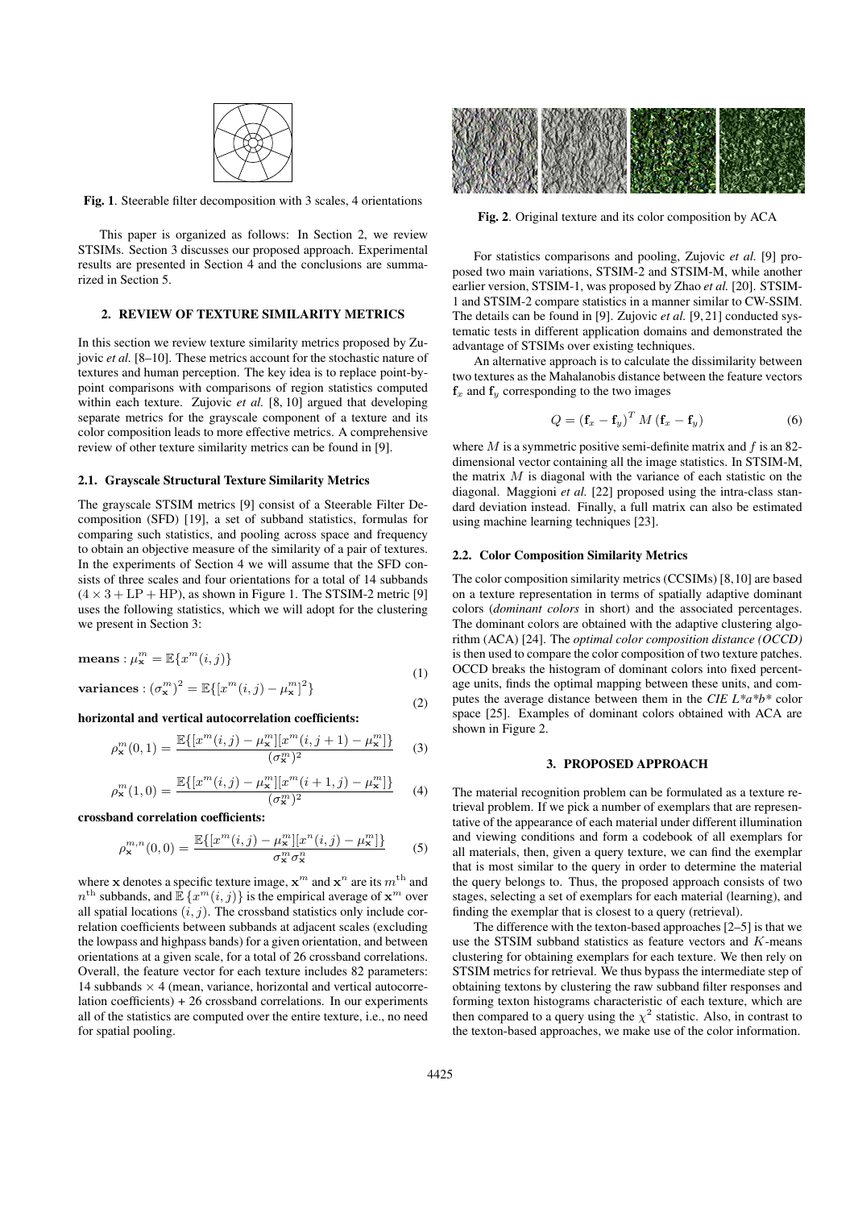Fig. 1. Steerable filter decomposition with 3 scales, 4 orientations

This paper is organized as follows: In Section 2, we review STSIMs. Section 3 discusses our proposed approach. Experimental results are presented in Section 4 and the conclusions are summarized in Section 5.

## 2. REVIEW OF TEXTURE SIMILARITY METRICS

In this section we review texture similarity metrics proposed by Zujovic *et al.* [8–10]. These metrics account for the stochastic nature of textures and human perception. The key idea is to replace point-by-point comparisons with comparisons of region statistics computed within each texture. Zujovic *et al.* [8, 10] argued that developing separate metrics for the grayscale component of a texture and its color composition leads to more effective metrics. A comprehensive review of other texture similarity metrics can be found in [9].

### 2.1. Grayscale Structural Texture Similarity Metrics

The grayscale STSIM metrics [9] consist of a Steerable Filter Decomposition (SFD) [19], a set of subband statistics, formulas for comparing such statistics, and pooling across space and frequency to obtain an objective measure of the similarity of a pair of textures. In the experiments of Section 4 we will assume that the SFD consists of three scales and four orientations for a total of 14 subbands ($4 \times 3 + \text{LP} + \text{HP}$), as shown in Figure 1. The STSIM-2 metric [9] uses the following statistics, which we will adopt for the clustering we present in Section 3:

$$\textbf{means}: \mu_{\mathbf{x}}^{m} = \mathbb{E}\{x^m(i,j)\} \tag{1}$$

$$\textbf{variances}: (\sigma_{\mathbf{x}}^{m})^2 = \mathbb{E}\{[x^m(i,j) - \mu_{\mathbf{x}}^{m}]^2\} \tag{2}$$

**horizontal and vertical autocorrelation coefficients:**

$$\rho_{\mathbf{x}}^{m}(0,1) = \frac{\mathbb{E}\{[x^m(i,j) - \mu_{\mathbf{x}}^{m}][x^m(i,j+1) - \mu_{\mathbf{x}}^{m}]\}}{(\sigma_{\mathbf{x}}^{m})^2} \tag{3}$$

$$\rho_{\mathbf{x}}^{m}(1,0) = \frac{\mathbb{E}\{[x^m(i,j) - \mu_{\mathbf{x}}^{m}][x^m(i+1,j) - \mu_{\mathbf{x}}^{m}]\}}{(\sigma_{\mathbf{x}}^{m})^2} \tag{4}$$

**crossband correlation coefficients:**

$$\rho_{\mathbf{x}}^{m,n}(0,0) = \frac{\mathbb{E}\{[x^m(i,j) - \mu_{\mathbf{x}}^{m}][x^n(i,j) - \mu_{\mathbf{x}}^{m}]\}}{\sigma_{\mathbf{x}}^{m}\sigma_{\mathbf{x}}^{n}} \tag{5}$$

where $\mathbf{x}$ denotes a specific texture image, $\mathbf{x}^m$ and $\mathbf{x}^n$ are its $m^{\text{th}}$ and $n^{\text{th}}$ subbands, and $\mathbb{E}\{x^m(i,j)\}$ is the empirical average of $\mathbf{x}^m$ over all spatial locations $(i,j)$. The crossband statistics only include correlation coefficients between subbands at adjacent scales (excluding the lowpass and highpass bands) for a given orientation, and between orientations at a given scale, for a total of 26 crossband correlations. Overall, the feature vector for each texture includes 82 parameters: 14 subbands $\times$ 4 (mean, variance, horizontal and vertical autocorrelation coefficients) + 26 crossband correlations. In our experiments all of the statistics are computed over the entire texture, i.e., no need for spatial pooling.

Fig. 2. Original texture and its color composition by ACA

For statistics comparisons and pooling, Zujovic *et al.* [9] proposed two main variations, STSIM-2 and STSIM-M, while another earlier version, STSIM-1, was proposed by Zhao *et al.* [20]. STSIM-1 and STSIM-2 compare statistics in a manner similar to CW-SSIM. The details can be found in [9]. Zujovic *et al.* [9, 21] conducted systematic tests in different application domains and demonstrated the advantage of STSIMs over existing techniques.

An alternative approach is to calculate the dissimilarity between two textures as the Mahalanobis distance between the feature vectors $\mathbf{f}_x$ and $\mathbf{f}_y$ corresponding to the two images

$$Q = (\mathbf{f}_x - \mathbf{f}_y)^T M (\mathbf{f}_x - \mathbf{f}_y) \tag{6}$$

where $M$ is a symmetric positive semi-definite matrix and $f$ is an 82-dimensional vector containing all the image statistics. In STSIM-M, the matrix $M$ is diagonal with the variance of each statistic on the diagonal. Maggioni *et al.* [22] proposed using the intra-class standard deviation instead. Finally, a full matrix can also be estimated using machine learning techniques [23].

### 2.2. Color Composition Similarity Metrics

The color composition similarity metrics (CCSIMs) [8,10] are based on a texture representation in terms of spatially adaptive dominant colors (*dominant colors* in short) and the associated percentages. The dominant colors are obtained with the adaptive clustering algorithm (ACA) [24]. The *optimal color composition distance (OCCD)* is then used to compare the color composition of two texture patches. OCCD breaks the histogram of dominant colors into fixed percentage units, finds the optimal mapping between these units, and computes the average distance between them in the *CIE L\*a\*b\** color space [25]. Examples of dominant colors obtained with ACA are shown in Figure 2.

## 3. PROPOSED APPROACH

The material recognition problem can be formulated as a texture retrieval problem. If we pick a number of exemplars that are representative of the appearance of each material under different illumination and viewing conditions and form a codebook of all exemplars for all materials, then, given a query texture, we can find the exemplar that is most similar to the query in order to determine the material the query belongs to. Thus, the proposed approach consists of two stages, selecting a set of exemplars for each material (learning), and finding the exemplar that is closest to a query (retrieval).

The difference with the texton-based approaches [2–5] is that we use the STSIM subband statistics as feature vectors and $K$-means clustering for obtaining exemplars for each texture. We then rely on STSIM metrics for retrieval. We thus bypass the intermediate step of obtaining textons by clustering the raw subband filter responses and forming texton histograms characteristic of each texture, which are then compared to a query using the $\chi^2$ statistic. Also, in contrast to the texton-based approaches, we make use of the color information.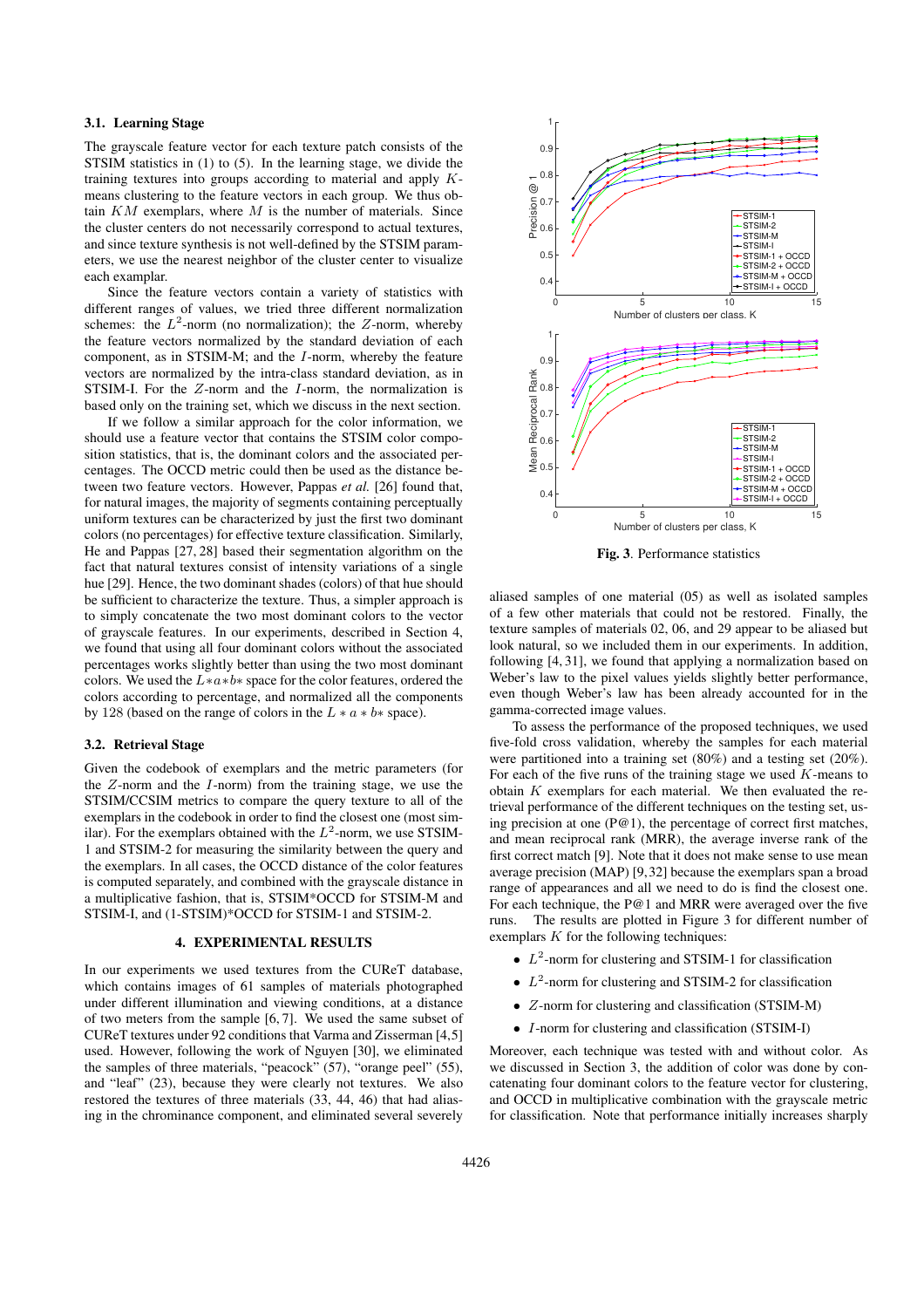### 3.1. Learning Stage

The grayscale feature vector for each texture patch consists of the STSIM statistics in (1) to (5). In the learning stage, we divide the training textures into groups according to material and apply $K$-means clustering to the feature vectors in each group. We thus obtain $KM$ exemplars, where $M$ is the number of materials. Since the cluster centers do not necessarily correspond to actual textures, and since texture synthesis is not well-defined by the STSIM parameters, we use the nearest neighbor of the cluster center to visualize each examplar.

Since the feature vectors contain a variety of statistics with different ranges of values, we tried three different normalization schemes: the $L^2$-norm (no normalization); the $Z$-norm, whereby the feature vectors normalized by the standard deviation of each component, as in STSIM-M; and the $I$-norm, whereby the feature vectors are normalized by the intra-class standard deviation, as in STSIM-I. For the $Z$-norm and the $I$-norm, the normalization is based only on the training set, which we discuss in the next section.

If we follow a similar approach for the color information, we should use a feature vector that contains the STSIM color composition statistics, that is, the dominant colors and the associated percentages. The OCCD metric could then be used as the distance between two feature vectors. However, Pappas *et al.* [26] found that, for natural images, the majority of segments containing perceptually uniform textures can be characterized by just the first two dominant colors (no percentages) for effective texture classification. Similarly, He and Pappas [27, 28] based their segmentation algorithm on the fact that natural textures consist of intensity variations of a single hue [29]. Hence, the two dominant shades (colors) of that hue should be sufficient to characterize the texture. Thus, a simpler approach is to simply concatenate the two most dominant colors to the vector of grayscale features. In our experiments, described in Section 4, we found that using all four dominant colors without the associated percentages works slightly better than using the two most dominant colors. We used the $L*a*b*$ space for the color features, ordered the colors according to percentage, and normalized all the components by 128 (based on the range of colors in the $L*a*b*$ space).

### 3.2. Retrieval Stage

Given the codebook of exemplars and the metric parameters (for the $Z$-norm and the $I$-norm) from the training stage, we use the STSIM/CCSIM metrics to compare the query texture to all of the exemplars in the codebook in order to find the closest one (most similar). For the exemplars obtained with the $L^2$-norm, we use STSIM-1 and STSIM-2 for measuring the similarity between the query and the exemplars. In all cases, the OCCD distance of the color features is computed separately, and combined with the grayscale distance in a multiplicative fashion, that is, STSIM*OCCD for STSIM-M and STSIM-I, and (1-STSIM)*OCCD for STSIM-1 and STSIM-2.

## 4. EXPERIMENTAL RESULTS

In our experiments we used textures from the CUReT database, which contains images of 61 samples of materials photographed under different illumination and viewing conditions, at a distance of two meters from the sample [6, 7]. We used the same subset of CUReT textures under 92 conditions that Varma and Zisserman [4,5] used. However, following the work of Nguyen [30], we eliminated the samples of three materials, "peacock" (57), "orange peel" (55), and "leaf" (23), because they were clearly not textures. We also restored the textures of three materials (33, 44, 46) that had aliasing in the chrominance component, and eliminated several severely aliased samples of one material (05) as well as isolated samples of a few other materials that could not be restored. Finally, the texture samples of materials 02, 06, and 29 appear to be aliased but look natural, so we included them in our experiments. In addition, following [4, 31], we found that applying a normalization based on Weber's law to the pixel values yields slightly better performance, even though Weber's law has been already accounted for in the gamma-corrected image values.

To assess the performance of the proposed techniques, we used five-fold cross validation, whereby the samples for each material were partitioned into a training set (80%) and a testing set (20%). For each of the five runs of the training stage we used $K$-means to obtain $K$ exemplars for each material. We then evaluated the retrieval performance of the different techniques on the testing set, using precision at one (P@1), the percentage of correct first matches, and mean reciprocal rank (MRR), the average inverse rank of the first correct match [9]. Note that it does not make sense to use mean average precision (MAP) [9,32] because the exemplars span a broad range of appearances and all we need to do is find the closest one. For each technique, the P@1 and MRR were averaged over the five runs. The results are plotted in Figure 3 for different number of exemplars $K$ for the following techniques:

- $L^2$-norm for clustering and STSIM-1 for classification
- $L^2$-norm for clustering and STSIM-2 for classification
- $Z$-norm for clustering and classification (STSIM-M)
- $I$-norm for clustering and classification (STSIM-I)

Moreover, each technique was tested with and without color. As we discussed in Section 3, the addition of color was done by concatenating four dominant colors to the feature vector for clustering, and OCCD in multiplicative combination with the grayscale metric for classification. Note that performance initially increases sharply

**Fig. 3**. Performance statistics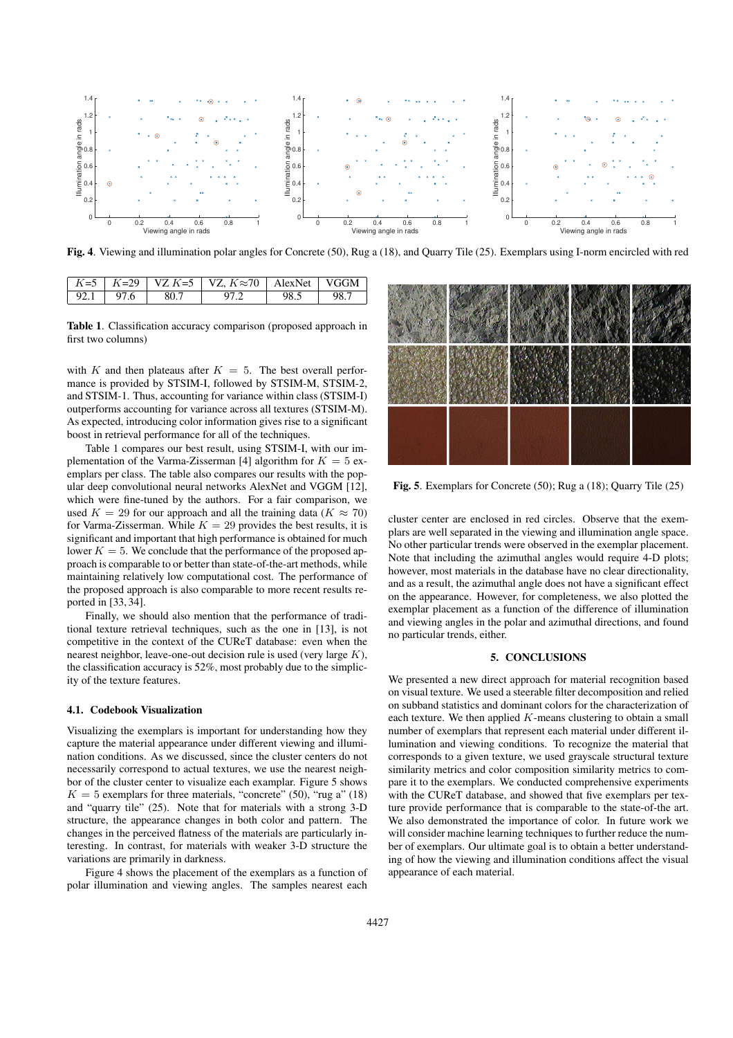**Fig. 4**. Viewing and illumination polar angles for Concrete (50), Rug a (18), and Quarry Tile (25). Exemplars using I-norm encircled with red

| $K$=5 | $K$=29 | VZ $K$=5 | VZ, $K \approx 70$ | AlexNet | VGGM |
|---|---|---|---|---|---|
| 92.1 | 97.6 | 80.7 | 97.2 | 98.5 | 98.7 |

**Table 1**. Classification accuracy comparison (proposed approach in first two columns)

with $K$ and then plateaus after $K = 5$. The best overall performance is provided by STSIM-I, followed by STSIM-M, STSIM-2, and STSIM-1. Thus, accounting for variance within class (STSIM-I) outperforms accounting for variance across all textures (STSIM-M). As expected, introducing color information gives rise to a significant boost in retrieval performance for all of the techniques.

Table 1 compares our best result, using STSIM-I, with our implementation of the Varma-Zisserman [4] algorithm for $K = 5$ exemplars per class. The table also compares our results with the popular deep convolutional neural networks AlexNet and VGGM [12], which were fine-tuned by the authors. For a fair comparison, we used $K = 29$ for our approach and all the training data ($K \approx 70$) for Varma-Zisserman. While $K = 29$ provides the best results, it is significant and important that high performance is obtained for much lower $K = 5$. We conclude that the performance of the proposed approach is comparable to or better than state-of-the-art methods, while maintaining relatively low computational cost. The performance of the proposed approach is also comparable to more recent results reported in [33, 34].

Finally, we should also mention that the performance of traditional texture retrieval techniques, such as the one in [13], is not competitive in the context of the CUReT database: even when the nearest neighbor, leave-one-out decision rule is used (very large $K$), the classification accuracy is 52%, most probably due to the simplicity of the texture features.

### 4.1. Codebook Visualization

Visualizing the exemplars is important for understanding how they capture the material appearance under different viewing and illumination conditions. As we discussed, since the cluster centers do not necessarily correspond to actual textures, we use the nearest neighbor of the cluster center to visualize each exemplar. Figure 5 shows $K = 5$ exemplars for three materials, "concrete" (50), "rug a" (18) and "quarry tile" (25). Note that for materials with a strong 3-D structure, the appearance changes in both color and pattern. The changes in the perceived flatness of the materials are particularly interesting. In contrast, for materials with weaker 3-D structure the variations are primarily in darkness.

Figure 4 shows the placement of the exemplars as a function of polar illumination and viewing angles. The samples nearest each cluster center are enclosed in red circles. Observe that the exemplars are well separated in the viewing and illumination angle space. No other particular trends were observed in the exemplar placement. Note that including the azimuthal angles would require 4-D plots; however, most materials in the database have no clear directionality, and as a result, the azimuthal angles does not have a significant effect on the appearance. However, for completeness, we also plotted the exemplar placement as a function of the difference of illumination and viewing angles in the polar and azimuthal directions, and found no particular trends, either.

**Fig. 5**. Exemplars for Concrete (50); Rug a (18); Quarry Tile (25)

## 5. CONCLUSIONS

We presented a new direct approach for material recognition based on visual texture. We used a steerable filter decomposition and relied on subband statistics and dominant colors for the characterization of each texture. We then applied $K$-means clustering to obtain a small number of exemplars that represent each material under different illumination and viewing conditions. To recognize the material that corresponds to a given texture, we used grayscale structural texture similarity metrics and color composition similarity metrics to compare it to the exemplars. We conducted comprehensive experiments with the CUReT database, and showed that five exemplars per texture provide performance that is comparable to the state-of-the art. We also demonstrated the importance of color. In future work we will consider machine learning techniques to further reduce the number of exemplars. Our ultimate goal is to obtain a better understanding of how the viewing and illumination conditions affect the visual appearance of each material.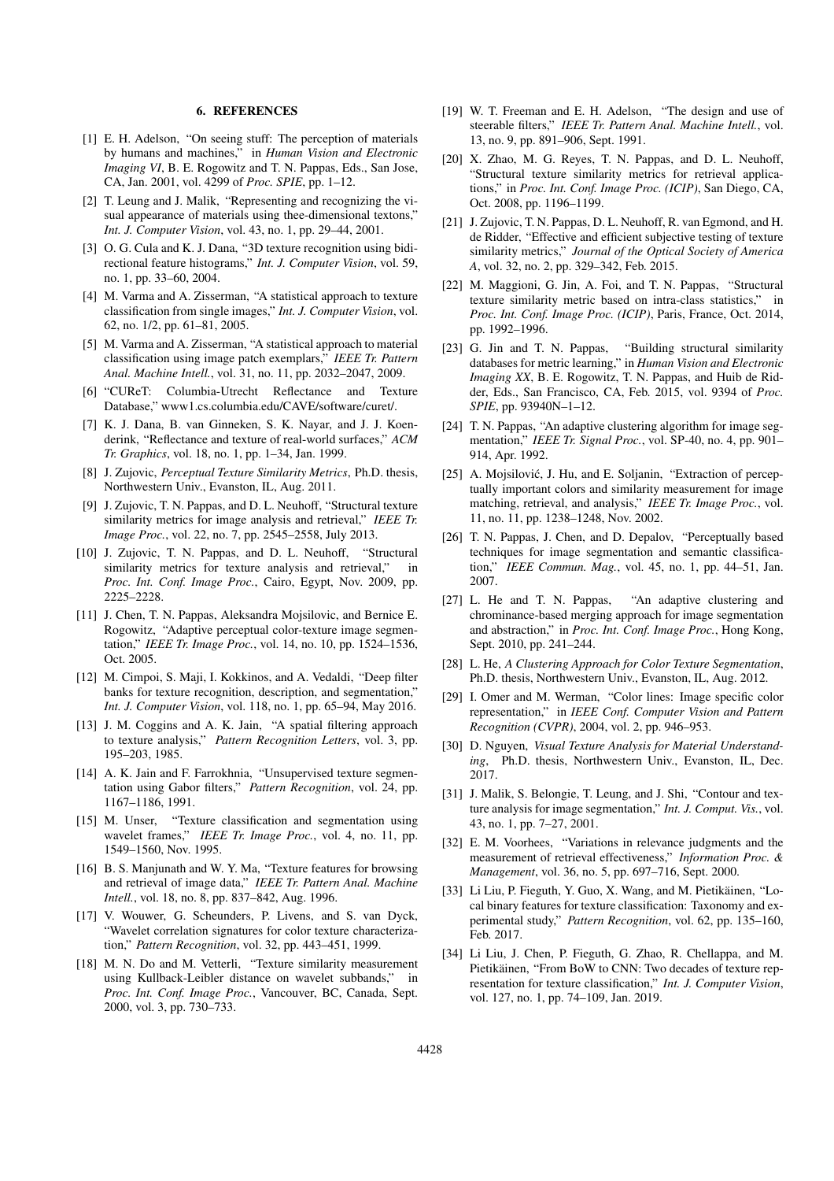## 6. REFERENCES

[1] E. H. Adelson, "On seeing stuff: The perception of materials by humans and machines," in *Human Vision and Electronic Imaging VI*, B. E. Rogowitz and T. N. Pappas, Eds., San Jose, CA, Jan. 2001, vol. 4299 of *Proc. SPIE*, pp. 1–12.

[2] T. Leung and J. Malik, "Representing and recognizing the visual appearance of materials using thee-dimensional textons," *Int. J. Computer Vision*, vol. 43, no. 1, pp. 29–44, 2001.

[3] O. G. Cula and K. J. Dana, "3D texture recognition using bidirectional feature histograms," *Int. J. Computer Vision*, vol. 59, no. 1, pp. 33–60, 2004.

[4] M. Varma and A. Zisserman, "A statistical approach to texture classification from single images," *Int. J. Computer Vision*, vol. 62, no. 1/2, pp. 61–81, 2005.

[5] M. Varma and A. Zisserman, "A statistical approach to material classification using image patch exemplars," *IEEE Tr. Pattern Anal. Machine Intell.*, vol. 31, no. 11, pp. 2032–2047, 2009.

[6] "CUReT: Columbia-Utrecht Reflectance and Texture Database," www1.cs.columbia.edu/CAVE/software/curet/.

[7] K. J. Dana, B. van Ginneken, S. K. Nayar, and J. J. Koenderink, "Reflectance and texture of real-world surfaces," *ACM Tr. Graphics*, vol. 18, no. 1, pp. 1–34, Jan. 1999.

[8] J. Zujovic, *Perceptual Texture Similarity Metrics*, Ph.D. thesis, Northwestern Univ., Evanston, IL, Aug. 2011.

[9] J. Zujovic, T. N. Pappas, and D. L. Neuhoff, "Structural texture similarity metrics for image analysis and retrieval," *IEEE Tr. Image Proc.*, vol. 22, no. 7, pp. 2545–2558, July 2013.

[10] J. Zujovic, T. N. Pappas, and D. L. Neuhoff, "Structural similarity metrics for texture analysis and retrieval," in *Proc. Int. Conf. Image Proc.*, Cairo, Egypt, Nov. 2009, pp. 2225–2228.

[11] J. Chen, T. N. Pappas, Aleksandra Mojsilovic, and Bernice E. Rogowitz, "Adaptive perceptual color-texture image segmentation," *IEEE Tr. Image Proc.*, vol. 14, no. 10, pp. 1524–1536, Oct. 2005.

[12] M. Cimpoi, S. Maji, I. Kokkinos, and A. Vedaldi, "Deep filter banks for texture recognition, description, and segmentation," *Int. J. Computer Vision*, vol. 118, no. 1, pp. 65–94, May 2016.

[13] J. M. Coggins and A. K. Jain, "A spatial filtering approach to texture analysis," *Pattern Recognition Letters*, vol. 3, pp. 195–203, 1985.

[14] A. K. Jain and F. Farrokhnia, "Unsupervised texture segmentation using Gabor filters," *Pattern Recognition*, vol. 24, pp. 1167–1186, 1991.

[15] M. Unser, "Texture classification and segmentation using wavelet frames," *IEEE Tr. Image Proc.*, vol. 4, no. 11, pp. 1549–1560, Nov. 1995.

[16] B. S. Manjunath and W. Y. Ma, "Texture features for browsing and retrieval of image data," *IEEE Tr. Pattern Anal. Machine Intell.*, vol. 18, no. 8, pp. 837–842, Aug. 1996.

[17] V. Wouwer, G. Scheunders, P. Livens, and S. van Dyck, "Wavelet correlation signatures for color texture characterization," *Pattern Recognition*, vol. 32, pp. 443–451, 1999.

[18] M. N. Do and M. Vetterli, "Texture similarity measurement using Kullback-Leibler distance on wavelet subbands," in *Proc. Int. Conf. Image Proc.*, Vancouver, BC, Canada, Sept. 2000, vol. 3, pp. 730–733.

[19] W. T. Freeman and E. H. Adelson, "The design and use of steerable filters," *IEEE Tr. Pattern Anal. Machine Intell.*, vol. 13, no. 9, pp. 891–906, Sept. 1991.

[20] X. Zhao, M. G. Reyes, T. N. Pappas, and D. L. Neuhoff, "Structural texture similarity metrics for retrieval applications," in *Proc. Int. Conf. Image Proc. (ICIP)*, San Diego, CA, Oct. 2008, pp. 1196–1199.

[21] J. Zujovic, T. N. Pappas, D. L. Neuhoff, R. van Egmond, and H. de Ridder, "Effective and efficient subjective testing of texture similarity metrics," *Journal of the Optical Society of America A*, vol. 32, no. 2, pp. 329–342, Feb. 2015.

[22] M. Maggioni, G. Jin, A. Foi, and T. N. Pappas, "Structural texture similarity metric based on intra-class statistics," in *Proc. Int. Conf. Image Proc. (ICIP)*, Paris, France, Oct. 2014, pp. 1992–1996.

[23] G. Jin and T. N. Pappas, "Building structural similarity databases for metric learning," in *Human Vision and Electronic Imaging XX*, B. E. Rogowitz, T. N. Pappas, and Huib de Ridder, Eds., San Francisco, CA, Feb. 2015, vol. 9394 of *Proc. SPIE*, pp. 93940N–1–12.

[24] T. N. Pappas, "An adaptive clustering algorithm for image segmentation," *IEEE Tr. Signal Proc.*, vol. SP-40, no. 4, pp. 901–914, Apr. 1992.

[25] A. Mojsilović, J. Hu, and E. Soljanin, "Extraction of perceptually important colors and similarity measurement for image matching, retrieval, and analysis," *IEEE Tr. Image Proc.*, vol. 11, no. 11, pp. 1238–1248, Nov. 2002.

[26] T. N. Pappas, J. Chen, and D. Depalov, "Perceptually based techniques for image segmentation and semantic classification," *IEEE Commun. Mag.*, vol. 45, no. 1, pp. 44–51, Jan. 2007.

[27] L. He and T. N. Pappas, "An adaptive clustering and chrominance-based merging approach for image segmentation and abstraction," in *Proc. Int. Conf. Image Proc.*, Hong Kong, Sept. 2010, pp. 241–244.

[28] L. He, *A Clustering Approach for Color Texture Segmentation*, Ph.D. thesis, Northwestern Univ., Evanston, IL, Aug. 2012.

[29] I. Omer and M. Werman, "Color lines: Image specific color representation," in *IEEE Conf. Computer Vision and Pattern Recognition (CVPR)*, 2004, vol. 2, pp. 946–953.

[30] D. Nguyen, *Visual Texture Analysis for Material Understanding*, Ph.D. thesis, Northwestern Univ., Evanston, IL, Dec. 2017.

[31] J. Malik, S. Belongie, T. Leung, and J. Shi, "Contour and texture analysis for image segmentation," *Int. J. Comput. Vis.*, vol. 43, no. 1, pp. 7–27, 2001.

[32] E. M. Voorhees, "Variations in relevance judgments and the measurement of retrieval effectiveness," *Information Proc. & Management*, vol. 36, no. 5, pp. 697–716, Sept. 2000.

[33] Li Liu, P. Fieguth, Y. Guo, X. Wang, and M. Pietikäinen, "Local binary features for texture classification: Taxonomy and experimental study," *Pattern Recognition*, vol. 62, pp. 135–160, Feb. 2017.

[34] Li Liu, J. Chen, P. Fieguth, G. Zhao, R. Chellappa, and M. Pietikäinen, "From BoW to CNN: Two decades of texture representation for texture classification," *Int. J. Computer Vision*, vol. 127, no. 1, pp. 74–109, Jan. 2019.